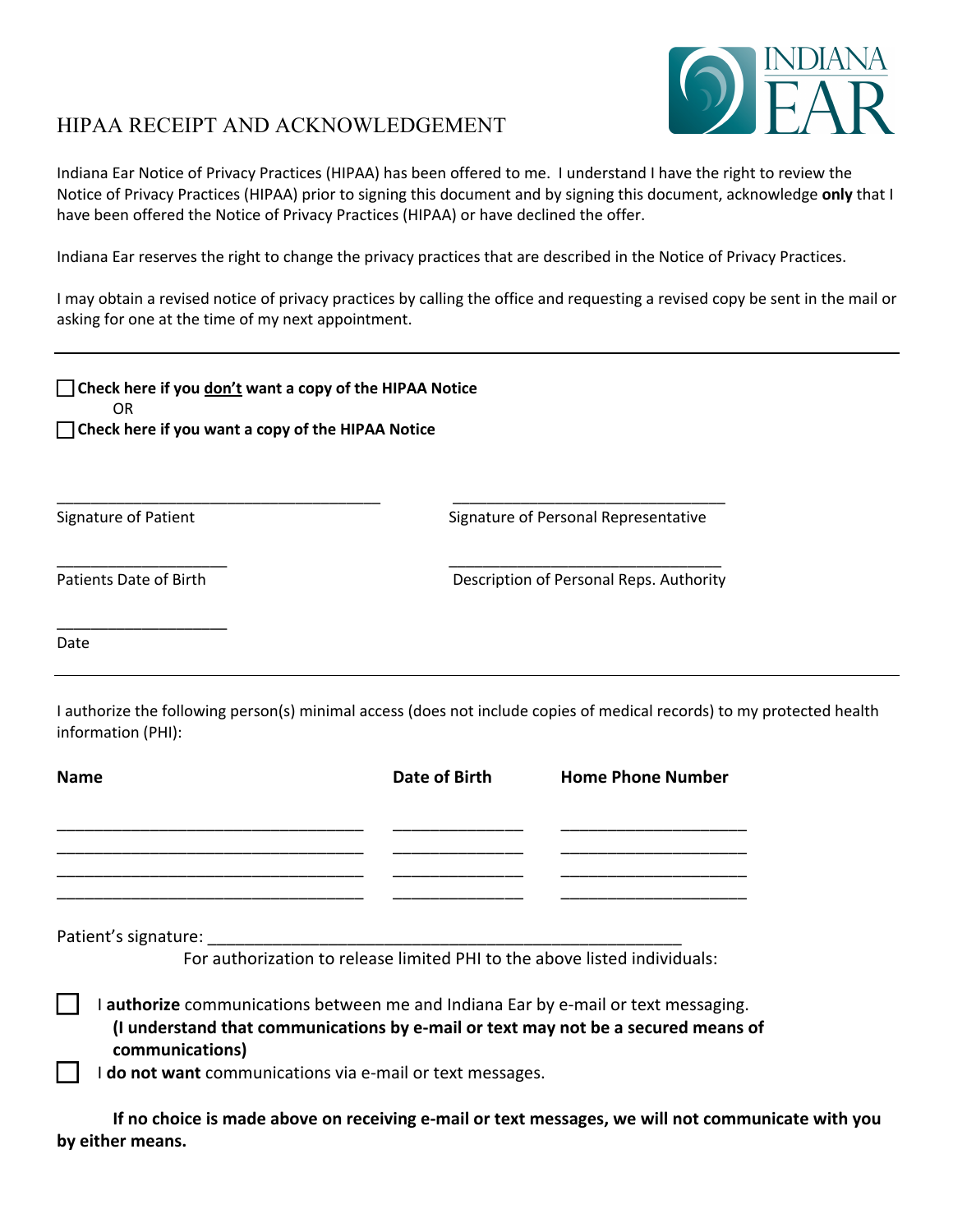INDIANA EAR

# HIPAA RECEIPT AND ACKNOWLEDGEMENT

Indiana Ear Notice of Privacy Practices (HIPAA) has been offered to me. I understand I have the right to review the Notice of Privacy Practices (HIPAA) prior to signing this document and by signing this document, acknowledge **only** that I have been offered the Notice of Privacy Practices (HIPAA) or have declined the offer.

Indiana Ear reserves the right to change the privacy practices that are described in the Notice of Privacy Practices.

I may obtain a revised notice of privacy practices by calling the office and requesting a revised copy be sent in the mail or asking for one at the time of my next appointment.

---

☐ **Check here if you <u>don't</u> want a copy of the HIPAA Notice**

OR

☐ **Check here if you want a copy of the HIPAA Notice**

______________________________________ Signature of Patient

________________________________ Signature of Personal Representative

____________________ Patients Date of Birth

________________________________ Description of Personal Reps. Authority

____________________ Date

---

I authorize the following person(s) minimal access (does not include copies of medical records) to my protected health information (PHI):

| **Name** | **Date of Birth** | **Home Phone Number** |
| --- | --- | --- |
| | | |
| | | |
| | | |
| | | |

Patient's signature: ______________________________________________________

For authorization to release limited PHI to the above listed individuals:

☐ I **authorize** communications between me and Indiana Ear by e-mail or text messaging. **(I understand that communications by e-mail or text may not be a secured means of communications)**

☐ I **do not want** communications via e-mail or text messages.

**If no choice is made above on receiving e-mail or text messages, we will not communicate with you by either means.**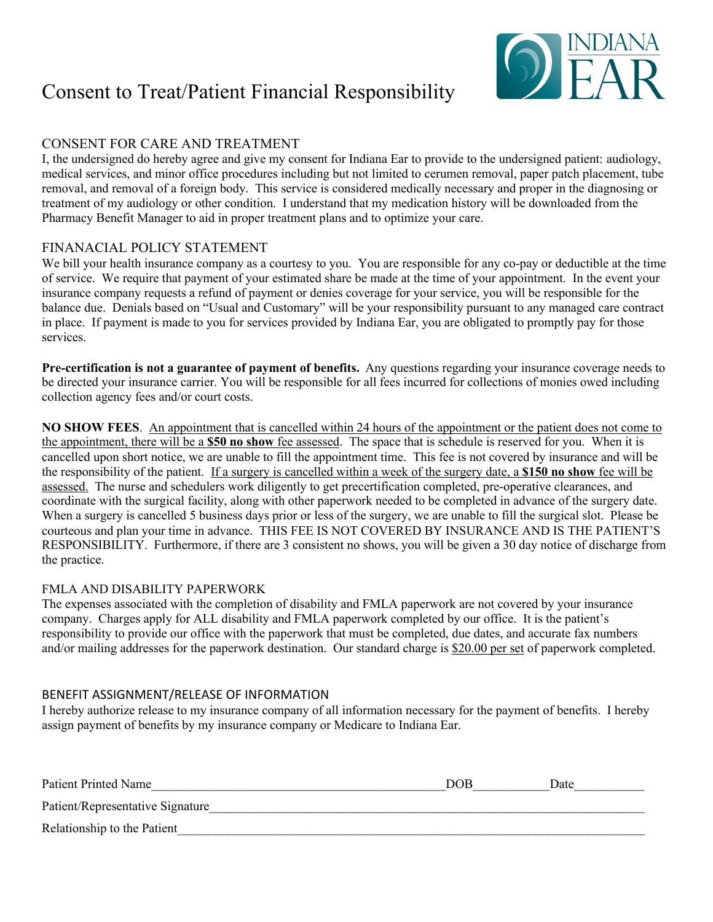# Consent to Treat/Patient Financial Responsibility

INDIANA EAR

## CONSENT FOR CARE AND TREATMENT

I, the undersigned do hereby agree and give my consent for Indiana Ear to provide to the undersigned patient: audiology, medical services, and minor office procedures including but not limited to cerumen removal, paper patch placement, tube removal, and removal of a foreign body. This service is considered medically necessary and proper in the diagnosing or treatment of my audiology or other condition. I understand that my medication history will be downloaded from the Pharmacy Benefit Manager to aid in proper treatment plans and to optimize your care.

## FINANACIAL POLICY STATEMENT

We bill your health insurance company as a courtesy to you. You are responsible for any co-pay or deductible at the time of service. We require that payment of your estimated share be made at the time of your appointment. In the event your insurance company requests a refund of payment or denies coverage for your service, you will be responsible for the balance due. Denials based on "Usual and Customary" will be your responsibility pursuant to any managed care contract in place. If payment is made to you for services provided by Indiana Ear, you are obligated to promptly pay for those services.

**Pre-certification is not a guarantee of payment of benefits.** Any questions regarding your insurance coverage needs to be directed your insurance carrier. You will be responsible for all fees incurred for collections of monies owed including collection agency fees and/or court costs.

**NO SHOW FEES**. An appointment that is cancelled within 24 hours of the appointment or the patient does not come to the appointment, there will be a **$50 no show** fee assessed. The space that is schedule is reserved for you. When it is cancelled upon short notice, we are unable to fill the appointment time. This fee is not covered by insurance and will be the responsibility of the patient. If a surgery is cancelled within a week of the surgery date, a **$150 no show** fee will be assessed. The nurse and schedulers work diligently to get precertification completed, pre-operative clearances, and coordinate with the surgical facility, along with other paperwork needed to be completed in advance of the surgery date. When a surgery is cancelled 5 business days prior or less of the surgery, we are unable to fill the surgical slot. Please be courteous and plan your time in advance. THIS FEE IS NOT COVERED BY INSURANCE AND IS THE PATIENT'S RESPONSIBILITY. Furthermore, if there are 3 consistent no shows, you will be given a 30 day notice of discharge from the practice.

## FMLA AND DISABILITY PAPERWORK

The expenses associated with the completion of disability and FMLA paperwork are not covered by your insurance company. Charges apply for ALL disability and FMLA paperwork completed by our office. It is the patient's responsibility to provide our office with the paperwork that must be completed, due dates, and accurate fax numbers and/or mailing addresses for the paperwork destination. Our standard charge is $20.00 per set of paperwork completed.

## BENEFIT ASSIGNMENT/RELEASE OF INFORMATION

I hereby authorize release to my insurance company of all information necessary for the payment of benefits. I hereby assign payment of benefits by my insurance company or Medicare to Indiana Ear.

Patient Printed Name\_\_\_\_\_\_\_\_\_\_\_\_\_\_\_\_\_\_\_\_\_\_\_\_\_\_\_\_\_\_\_\_\_\_\_\_\_\_\_\_ DOB\_\_\_\_\_\_\_\_\_\_ Date\_\_\_\_\_\_\_\_\_\_

Patient/Representative Signature\_\_\_\_\_\_\_\_\_\_\_\_\_\_\_\_\_\_\_\_\_\_\_\_\_\_\_\_\_\_\_\_\_\_\_\_\_\_\_\_\_\_\_\_\_\_\_\_\_\_\_\_\_\_\_\_

Relationship to the Patient\_\_\_\_\_\_\_\_\_\_\_\_\_\_\_\_\_\_\_\_\_\_\_\_\_\_\_\_\_\_\_\_\_\_\_\_\_\_\_\_\_\_\_\_\_\_\_\_\_\_\_\_\_\_\_\_\_\_\_\_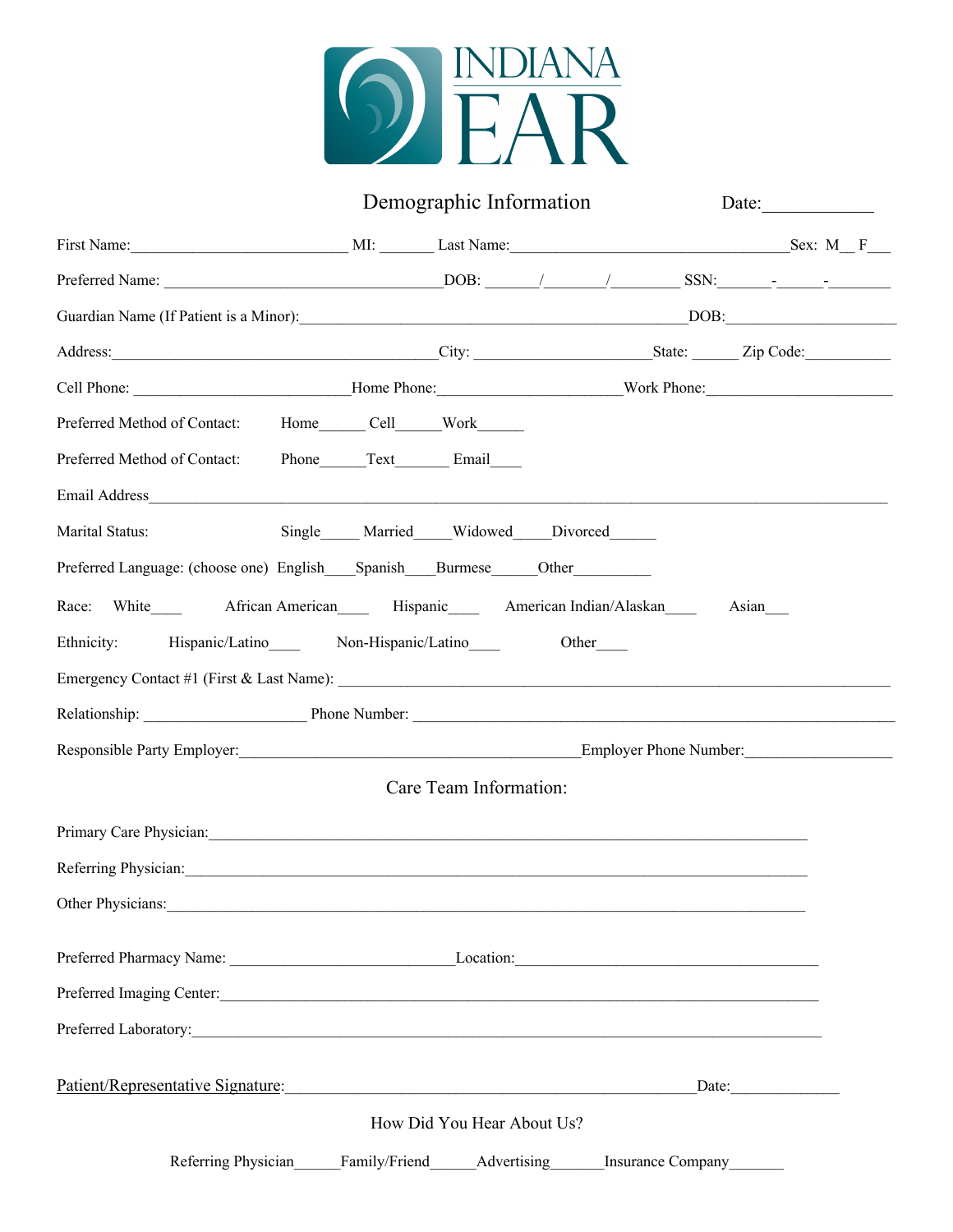INDIANA EAR

## Demographic Information

Date:____________

First Name:__________________________ MI: ______ Last Name:_________________________________Sex: M__ F___

Preferred Name: _________________________________DOB: ______/_______/________ SSN:______-_____-________

Guardian Name (If Patient is a Minor):_______________________________________________DOB:____________________

Address:_______________________________________City: _____________________State: ______ Zip Code:__________

Cell Phone: __________________________Home Phone:_____________________Work Phone:______________________

Preferred Method of Contact: Home______ Cell______Work______

Preferred Method of Contact: Phone______Text_______ Email____

Email Address___________________________________________________________________________________

Marital Status: Single_____ Married_____Widowed_____Divorced______

Preferred Language: (choose one) English____Spanish____Burmese______Other__________

Race: White____ African American____ Hispanic____ American Indian/Alaskan____ Asian___

Ethnicity: Hispanic/Latino____ Non-Hispanic/Latino____ Other____

Emergency Contact #1 (First & Last Name): ______________________________________________________________

Relationship: ___________________ Phone Number: _________________________________________________________

Responsible Party Employer:________________________________________Employer Phone Number:__________________

## Care Team Information:

Primary Care Physician:_________________________________________________________________________

Referring Physician:___________________________________________________________________________

Other Physicians:_____________________________________________________________________________

Preferred Pharmacy Name: ___________________________Location:_____________________________________

Preferred Imaging Center:_______________________________________________________________________

Preferred Laboratory:__________________________________________________________________________

Patient/Representative Signature:___________________________________________________Date:_____________

## How Did You Hear About Us?

Referring Physician______Family/Friend______Advertising______Insurance Company_______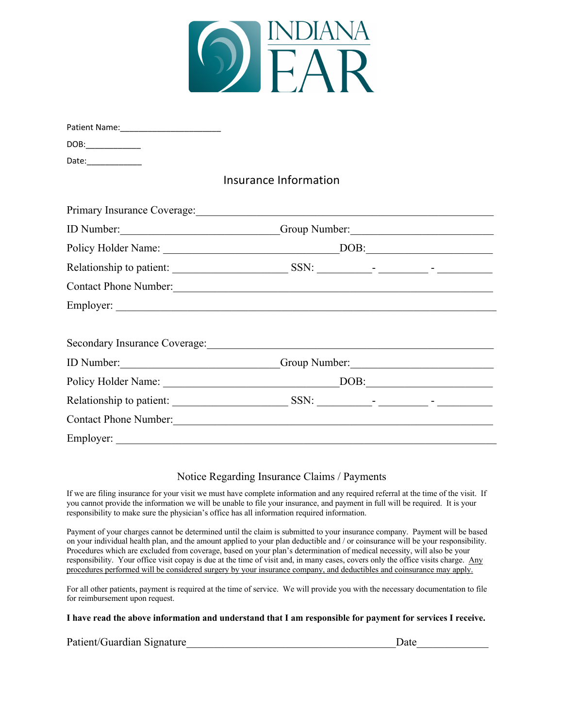INDIANA EAR

Patient Name:______________________

DOB:____________

Date:____________

## Insurance Information

Primary Insurance Coverage:_______________________________________________________

ID Number:______________________________Group Number:_________________________

Policy Holder Name: ________________________________DOB:______________________

Relationship to patient: _____________________ SSN: __________- _________ - __________

Contact Phone Number:_____________________________________________________

Employer: _______________________________________________________________

Secondary Insurance Coverage:_____________________________________________________

ID Number:______________________________Group Number:_________________________

Policy Holder Name: ________________________________DOB:______________________

Relationship to patient: _____________________ SSN: __________- _________ - __________

Contact Phone Number:_____________________________________________________

Employer: _______________________________________________________________

## Notice Regarding Insurance Claims / Payments

If we are filing insurance for your visit we must have complete information and any required referral at the time of the visit. If you cannot provide the information we will be unable to file your insurance, and payment in full will be required. It is your responsibility to make sure the physician's office has all information required information.

Payment of your charges cannot be determined until the claim is submitted to your insurance company. Payment will be based on your individual health plan, and the amount applied to your plan deductible and / or coinsurance will be your responsibility. Procedures which are excluded from coverage, based on your plan's determination of medical necessity, will also be your responsibility. Your office visit copay is due at the time of visit and, in many cases, covers only the office visits charge. <u>Any procedures performed will be considered surgery by your insurance company, and deductibles and coinsurance may apply.</u>

For all other patients, payment is required at the time of service. We will provide you with the necessary documentation to file for reimbursement upon request.

**I have read the above information and understand that I am responsible for payment for services I receive.**

Patient/Guardian Signature_______________________________________Date_____________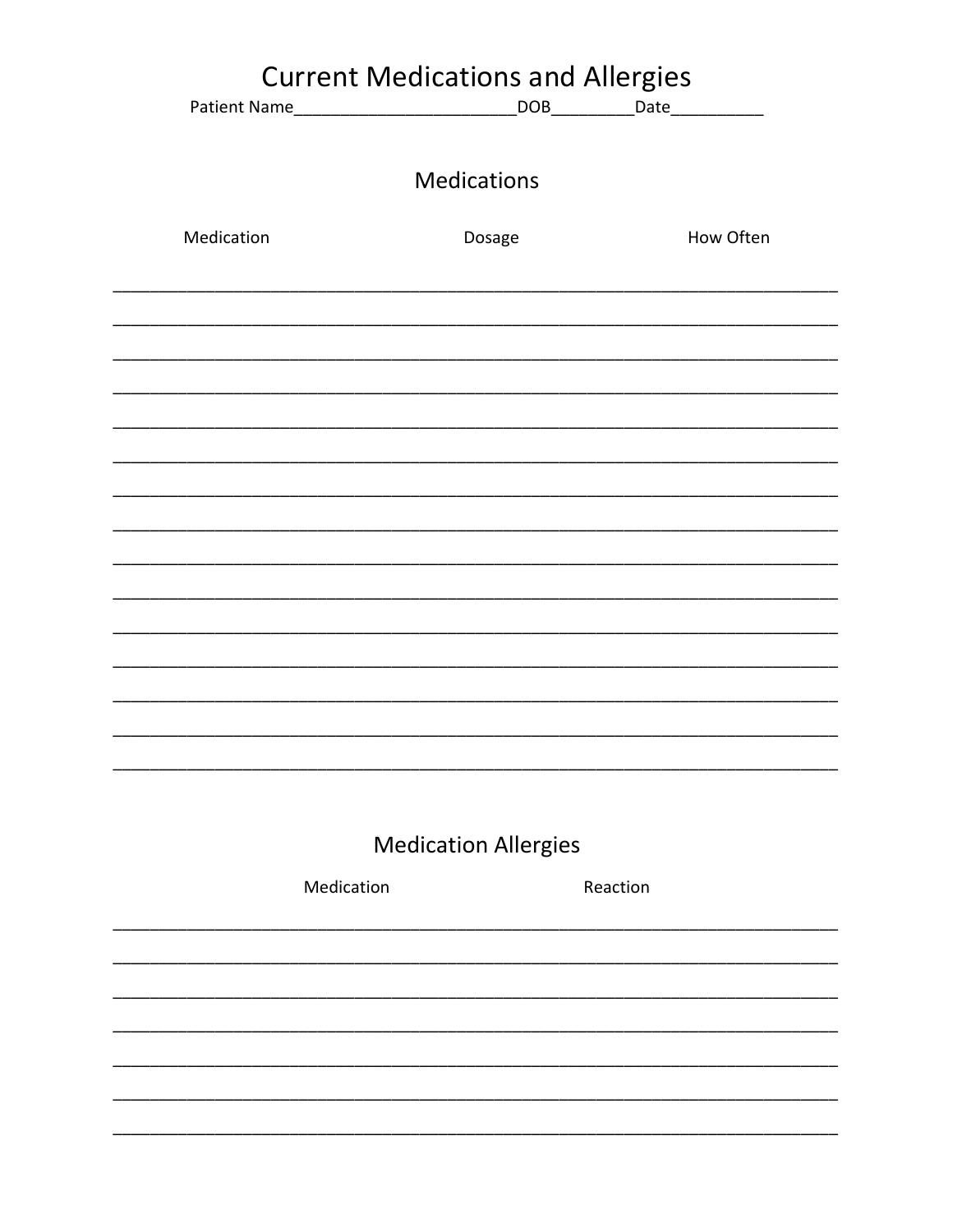# Current Medications and Allergies

Patient Name________________________DOB_________Date__________

## Medications

| Medication | Dosage | How Often |
| --- | --- | --- |
| | | |
| | | |
| | | |
| | | |
| | | |
| | | |
| | | |
| | | |
| | | |
| | | |
| | | |
| | | |
| | | |
| | | |
| | | |

## Medication Allergies

| Medication | Reaction |
| --- | --- |
| | |
| | |
| | |
| | |
| | |
| | |
| | |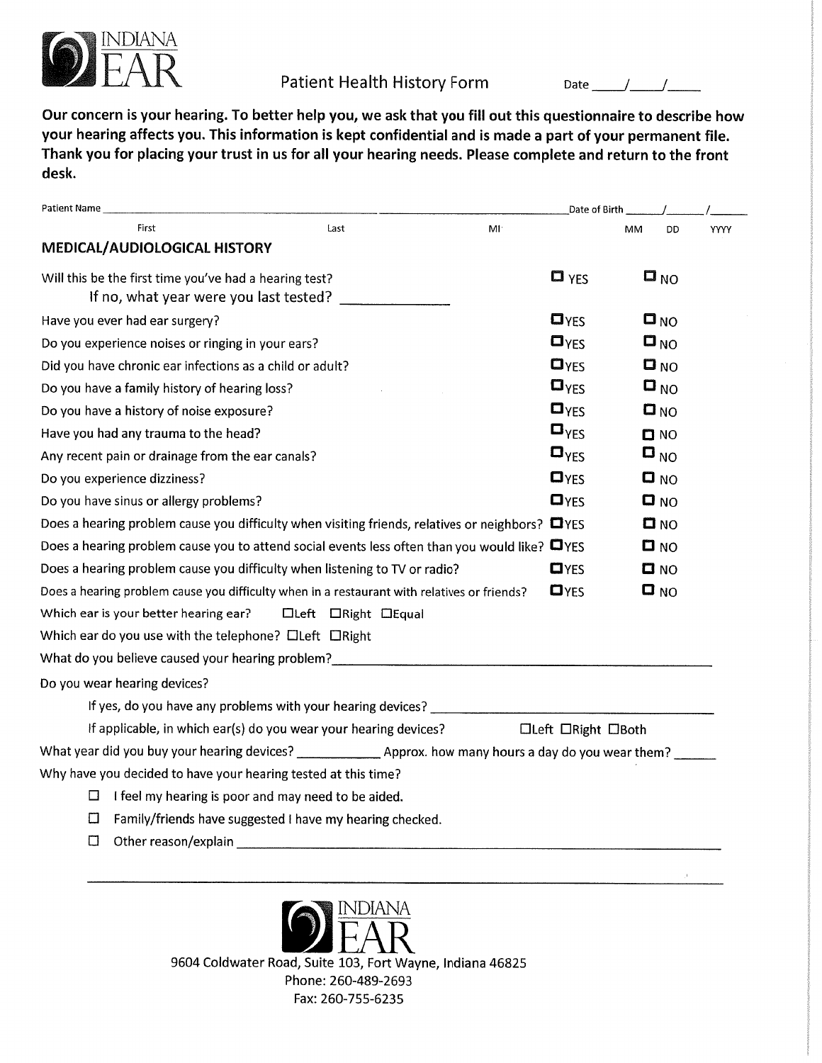INDIANA EAR

# Patient Health History Form

Date ____/____/____

**Our concern is your hearing. To better help you, we ask that you fill out this questionnaire to describe how your hearing affects you. This information is kept confidential and is made a part of your permanent file. Thank you for placing your trust in us for all your hearing needs. Please complete and return to the front desk.**

Patient Name ______________________ ______________________ ______ Date of Birth ____/____/____

First | Last | MI | MM | DD | YYYY

## MEDICAL/AUDIOLOGICAL HISTORY

| Question | | |
|---|---|---|
| Will this be the first time you've had a hearing test? If no, what year were you last tested? ____________ | ☐ YES | ☐ NO |
| Have you ever had ear surgery? | ☐ YES | ☐ NO |
| Do you experience noises or ringing in your ears? | ☐ YES | ☐ NO |
| Did you have chronic ear infections as a child or adult? | ☐ YES | ☐ NO |
| Do you have a family history of hearing loss? | ☐ YES | ☐ NO |
| Do you have a history of noise exposure? | ☐ YES | ☐ NO |
| Have you had any trauma to the head? | ☐ YES | ☐ NO |
| Any recent pain or drainage from the ear canals? | ☐ YES | ☐ NO |
| Do you experience dizziness? | ☐ YES | ☐ NO |
| Do you have sinus or allergy problems? | ☐ YES | ☐ NO |
| Does a hearing problem cause you difficulty when visiting friends, relatives or neighbors? | ☐ YES | ☐ NO |
| Does a hearing problem cause you to attend social events less often than you would like? | ☐ YES | ☐ NO |
| Does a hearing problem cause you difficulty when listening to TV or radio? | ☐ YES | ☐ NO |
| Does a hearing problem cause you difficulty when in a restaurant with relatives or friends? | ☐ YES | ☐ NO |

Which ear is your better hearing ear? ☐ Left ☐ Right ☐ Equal

Which ear do you use with the telephone? ☐ Left ☐ Right

What do you believe caused your hearing problem? ______________________________

Do you wear hearing devices?

If yes, do you have any problems with your hearing devices? ______________________________

If applicable, in which ear(s) do you wear your hearing devices? ☐ Left ☐ Right ☐ Both

What year did you buy your hearing devices? __________ Approx. how many hours a day do you wear them? _____

Why have you decided to have your hearing tested at this time?

- ☐ I feel my hearing is poor and may need to be aided.
- ☐ Family/friends have suggested I have my hearing checked.
- ☐ Other reason/explain ______________________________

______________________________________________________________

INDIANA EAR

9604 Coldwater Road, Suite 103, Fort Wayne, Indiana 46825

Phone: 260-489-2693

Fax: 260-755-6235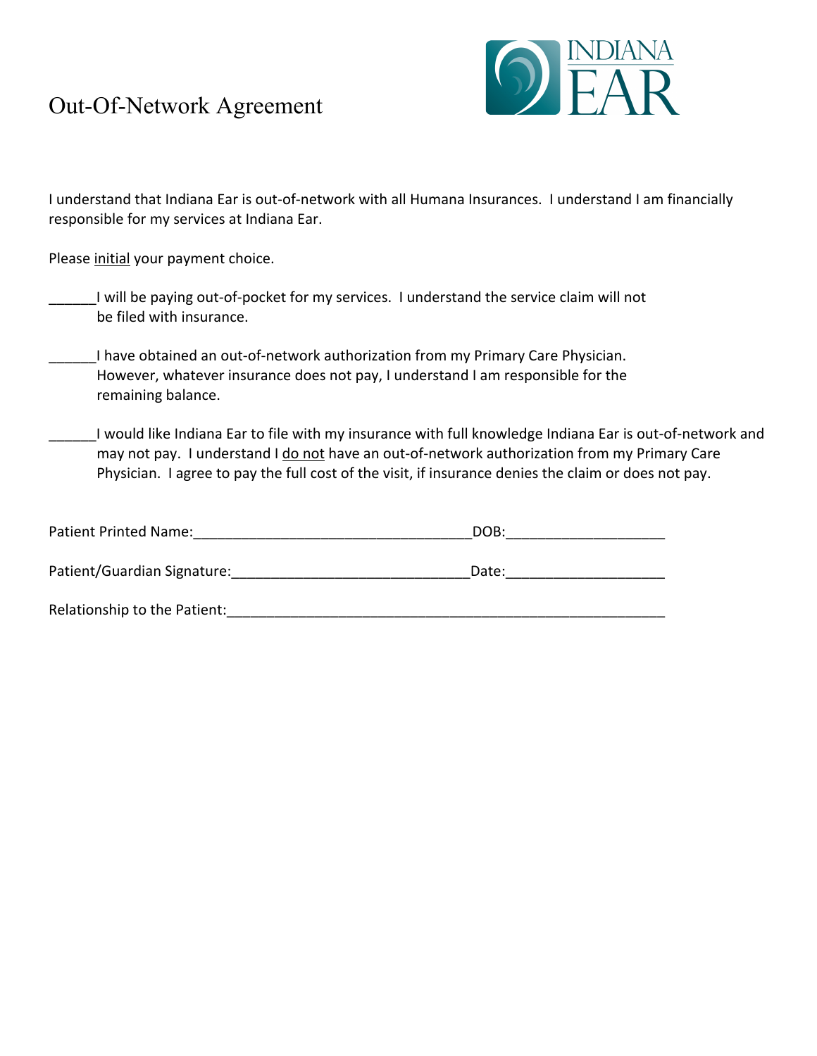# Out-Of-Network Agreement

INDIANA EAR

I understand that Indiana Ear is out-of-network with all Humana Insurances. I understand I am financially responsible for my services at Indiana Ear.

Please initial your payment choice.

______I will be paying out-of-pocket for my services. I understand the service claim will not be filed with insurance.

______I have obtained an out-of-network authorization from my Primary Care Physician. However, whatever insurance does not pay, I understand I am responsible for the remaining balance.

______I would like Indiana Ear to file with my insurance with full knowledge Indiana Ear is out-of-network and may not pay. I understand I do not have an out-of-network authorization from my Primary Care Physician. I agree to pay the full cost of the visit, if insurance denies the claim or does not pay.

Patient Printed Name:___________________________________DOB:___________________

Patient/Guardian Signature:______________________________Date:___________________

Relationship to the Patient:_______________________________________________________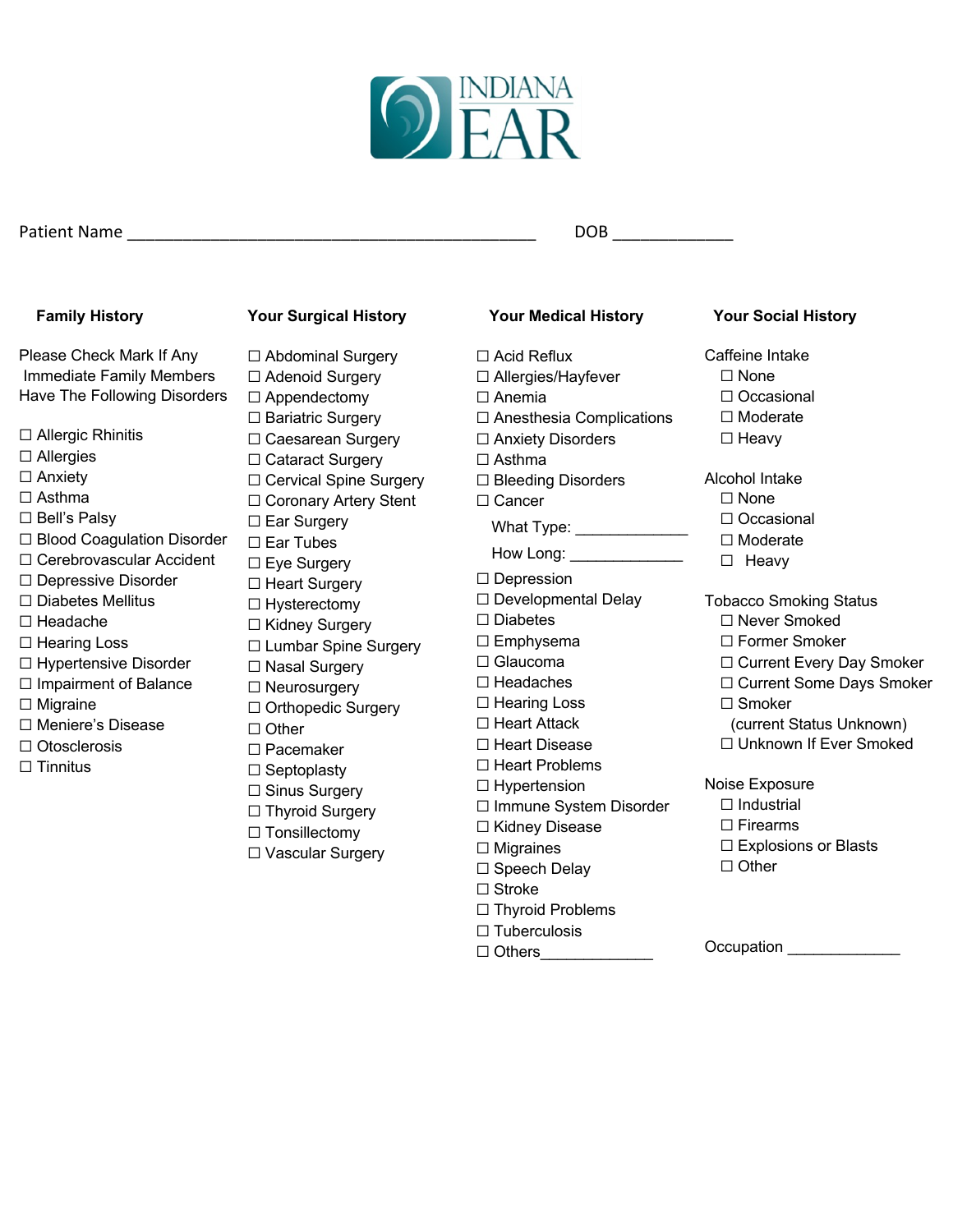# INDIANA EAR

Patient Name ______________________________________________ DOB _____________

## Family History

Please Check Mark If Any Immediate Family Members Have The Following Disorders

- ☐ Allergic Rhinitis
- ☐ Allergies
- ☐ Anxiety
- ☐ Asthma
- ☐ Bell's Palsy
- ☐ Blood Coagulation Disorder
- ☐ Cerebrovascular Accident
- ☐ Depressive Disorder
- ☐ Diabetes Mellitus
- ☐ Headache
- ☐ Hearing Loss
- ☐ Hypertensive Disorder
- ☐ Impairment of Balance
- ☐ Migraine
- ☐ Meniere's Disease
- ☐ Otosclerosis
- ☐ Tinnitus

## Your Surgical History

- ☐ Abdominal Surgery
- ☐ Adenoid Surgery
- ☐ Appendectomy
- ☐ Bariatric Surgery
- ☐ Caesarean Surgery
- ☐ Cataract Surgery
- ☐ Cervical Spine Surgery
- ☐ Coronary Artery Stent
- ☐ Ear Surgery
- ☐ Ear Tubes
- ☐ Eye Surgery
- ☐ Heart Surgery
- ☐ Hysterectomy
- ☐ Kidney Surgery
- ☐ Lumbar Spine Surgery
- ☐ Nasal Surgery
- ☐ Neurosurgery
- ☐ Orthopedic Surgery
- ☐ Other
- ☐ Pacemaker
- ☐ Septoplasty
- ☐ Sinus Surgery
- ☐ Thyroid Surgery
- ☐ Tonsillectomy
- ☐ Vascular Surgery

## Your Medical History

- ☐ Acid Reflux
- ☐ Allergies/Hayfever
- ☐ Anemia
- ☐ Anesthesia Complications
- ☐ Anxiety Disorders
- ☐ Asthma
- ☐ Bleeding Disorders
- ☐ Cancer
  - What Type: _____________
  - How Long: _____________
- ☐ Depression
- ☐ Developmental Delay
- ☐ Diabetes
- ☐ Emphysema
- ☐ Glaucoma
- ☐ Headaches
- ☐ Hearing Loss
- ☐ Heart Attack
- ☐ Heart Disease
- ☐ Heart Problems
- ☐ Hypertension
- ☐ Immune System Disorder
- ☐ Kidney Disease
- ☐ Migraines
- ☐ Speech Delay
- ☐ Stroke
- ☐ Thyroid Problems
- ☐ Tuberculosis
- ☐ Others_____________

## Your Social History

Caffeine Intake
- ☐ None
- ☐ Occasional
- ☐ Moderate
- ☐ Heavy

Alcohol Intake
- ☐ None
- ☐ Occasional
- ☐ Moderate
- ☐ Heavy

Tobacco Smoking Status
- ☐ Never Smoked
- ☐ Former Smoker
- ☐ Current Every Day Smoker
- ☐ Current Some Days Smoker
- ☐ Smoker (current Status Unknown)
- ☐ Unknown If Ever Smoked

Noise Exposure
- ☐ Industrial
- ☐ Firearms
- ☐ Explosions or Blasts
- ☐ Other

Occupation _____________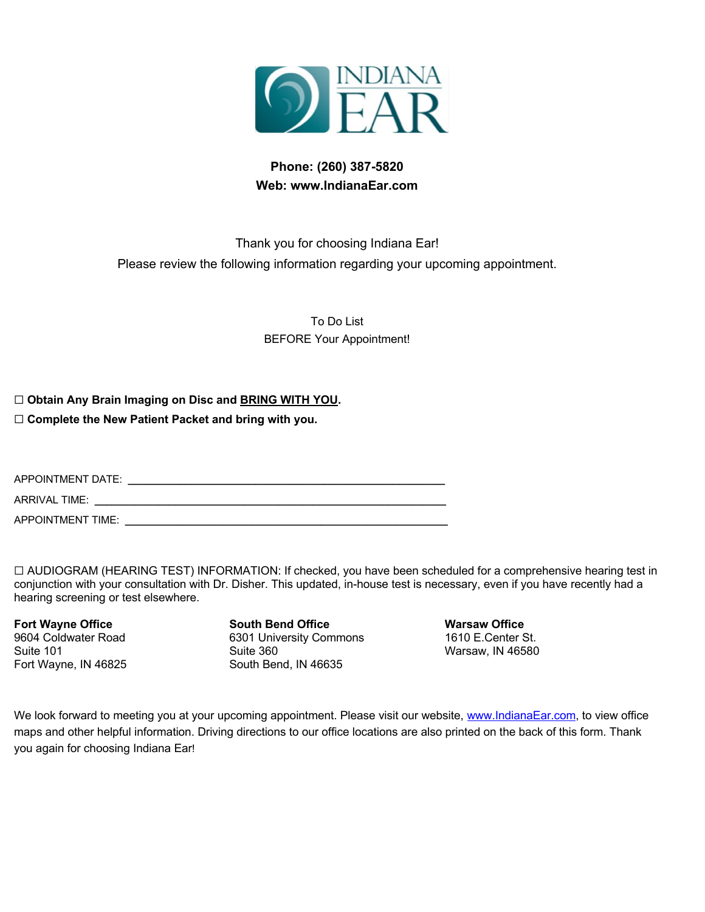# INDIANA EAR

**Phone: (260) 387-5820**
**Web: www.IndianaEar.com**

Thank you for choosing Indiana Ear!
Please review the following information regarding your upcoming appointment.

To Do List
BEFORE Your Appointment!

☐ **Obtain Any Brain Imaging on Disc and BRING WITH YOU.**
☐ **Complete the New Patient Packet and bring with you.**

APPOINTMENT DATE: ______________________________________________

ARRIVAL TIME: ______________________________________________

APPOINTMENT TIME: ______________________________________________

☐ AUDIOGRAM (HEARING TEST) INFORMATION: If checked, you have been scheduled for a comprehensive hearing test in conjunction with your consultation with Dr. Disher. This updated, in-house test is necessary, even if you have recently had a hearing screening or test elsewhere.

**Fort Wayne Office**
9604 Coldwater Road
Suite 101
Fort Wayne, IN 46825

**South Bend Office**
6301 University Commons
Suite 360
South Bend, IN 46635

**Warsaw Office**
1610 E.Center St.
Warsaw, IN 46580

We look forward to meeting you at your upcoming appointment. Please visit our website, www.IndianaEar.com, to view office maps and other helpful information. Driving directions to our office locations are also printed on the back of this form. Thank you again for choosing Indiana Ear!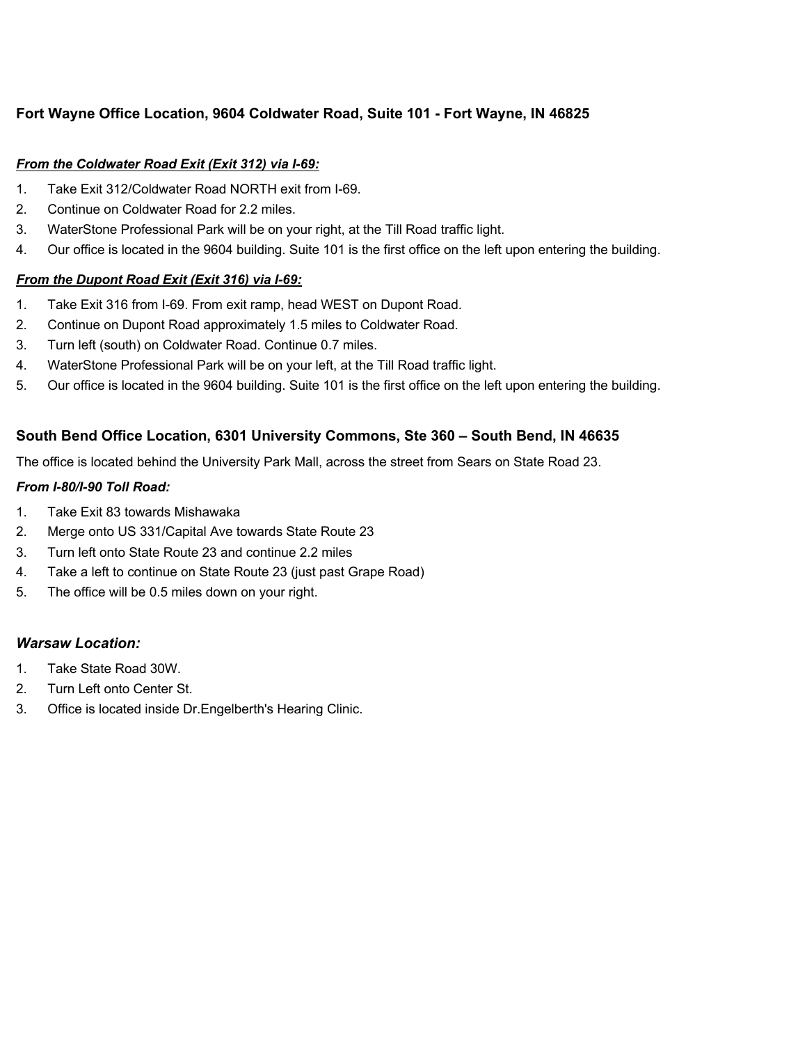### Fort Wayne Office Location, 9604 Coldwater Road, Suite 101 - Fort Wayne, IN 46825

***From the Coldwater Road Exit (Exit 312) via I-69:***

1. Take Exit 312/Coldwater Road NORTH exit from I-69.
2. Continue on Coldwater Road for 2.2 miles.
3. WaterStone Professional Park will be on your right, at the Till Road traffic light.
4. Our office is located in the 9604 building. Suite 101 is the first office on the left upon entering the building.

***From the Dupont Road Exit (Exit 316) via I-69:***

1. Take Exit 316 from I-69. From exit ramp, head WEST on Dupont Road.
2. Continue on Dupont Road approximately 1.5 miles to Coldwater Road.
3. Turn left (south) on Coldwater Road. Continue 0.7 miles.
4. WaterStone Professional Park will be on your left, at the Till Road traffic light.
5. Our office is located in the 9604 building. Suite 101 is the first office on the left upon entering the building.

### South Bend Office Location, 6301 University Commons, Ste 360 – South Bend, IN 46635

The office is located behind the University Park Mall, across the street from Sears on State Road 23.

***From I-80/I-90 Toll Road:***

1. Take Exit 83 towards Mishawaka
2. Merge onto US 331/Capital Ave towards State Route 23
3. Turn left onto State Route 23 and continue 2.2 miles
4. Take a left to continue on State Route 23 (just past Grape Road)
5. The office will be 0.5 miles down on your right.

### *Warsaw Location:*

1. Take State Road 30W.
2. Turn Left onto Center St.
3. Office is located inside Dr.Engelberth's Hearing Clinic.